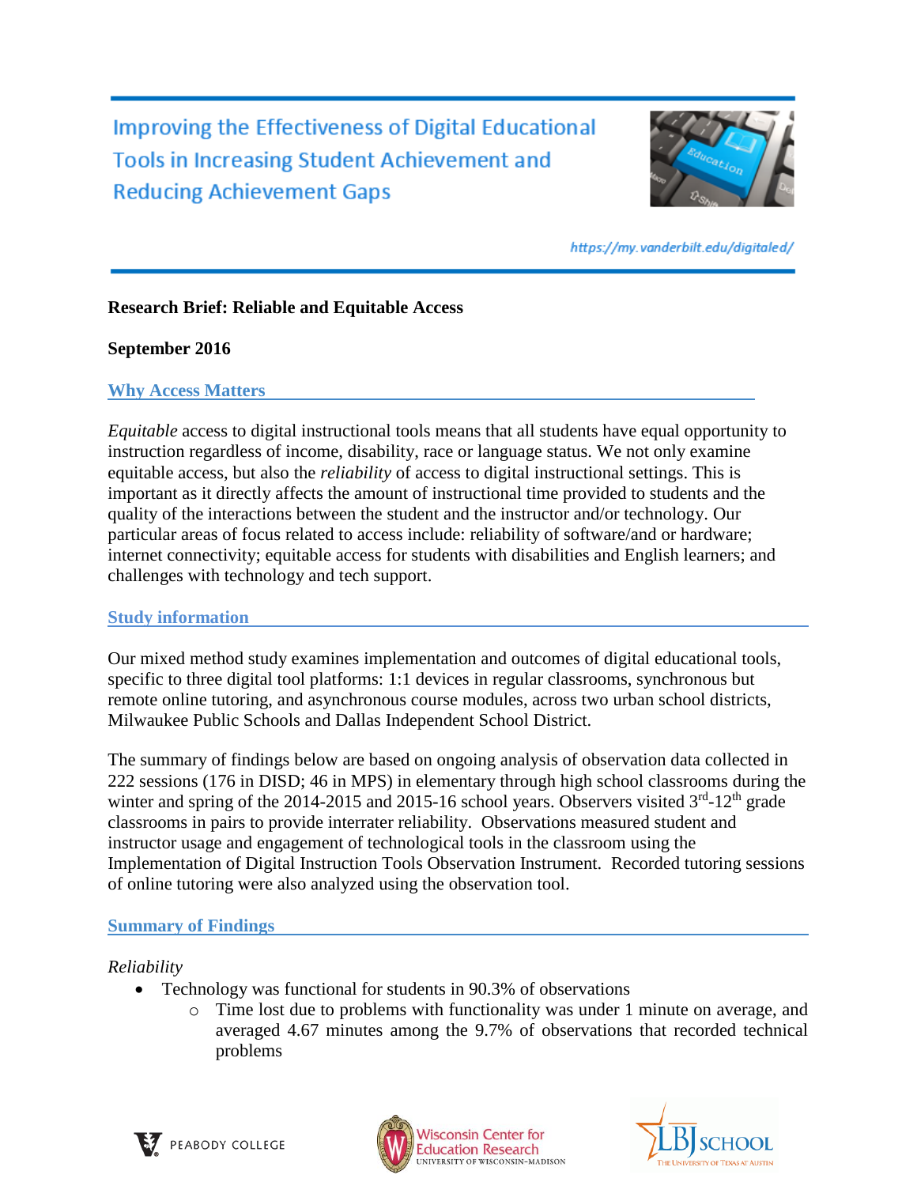# Improving the Effectiveness of Digital Educational Tools in Increasing Student Achievement and Reducing Achievement Gaps

https://my.vanderbilt.edu/digitaled/

**Research Brief: Reliable and Equitable Access**

**September 2016**

## Why Access Matters

*Equitable* access to digital instructional tools means that all students have equal opportunity to instruction regardless of income, disability, race or language status. We not only examine equitable access, but also the *reliability* of access to digital instructional settings. This is important as it directly affects the amount of instructional time provided to students and the quality of the interactions between the student and the instructor and/or technology. Our particular areas of focus related to access include: reliability of software/and or hardware; internet connectivity; equitable access for students with disabilities and English learners; and challenges with technology and tech support.

## Study information

Our mixed method study examines implementation and outcomes of digital educational tools, specific to three digital tool platforms: 1:1 devices in regular classrooms, synchronous but remote online tutoring, and asynchronous course modules, across two urban school districts, Milwaukee Public Schools and Dallas Independent School District.

The summary of findings below are based on ongoing analysis of observation data collected in 222 sessions (176 in DISD; 46 in MPS) in elementary through high school classrooms during the winter and spring of the 2014-2015 and 2015-16 school years. Observers visited 3rd-12th grade classrooms in pairs to provide interrater reliability. Observations measured student and instructor usage and engagement of technological tools in the classroom using the Implementation of Digital Instruction Tools Observation Instrument. Recorded tutoring sessions of online tutoring were also analyzed using the observation tool.

## Summary of Findings

*Reliability*

- Technology was functional for students in 90.3% of observations
  - Time lost due to problems with functionality was under 1 minute on average, and averaged 4.67 minutes among the 9.7% of observations that recorded technical problems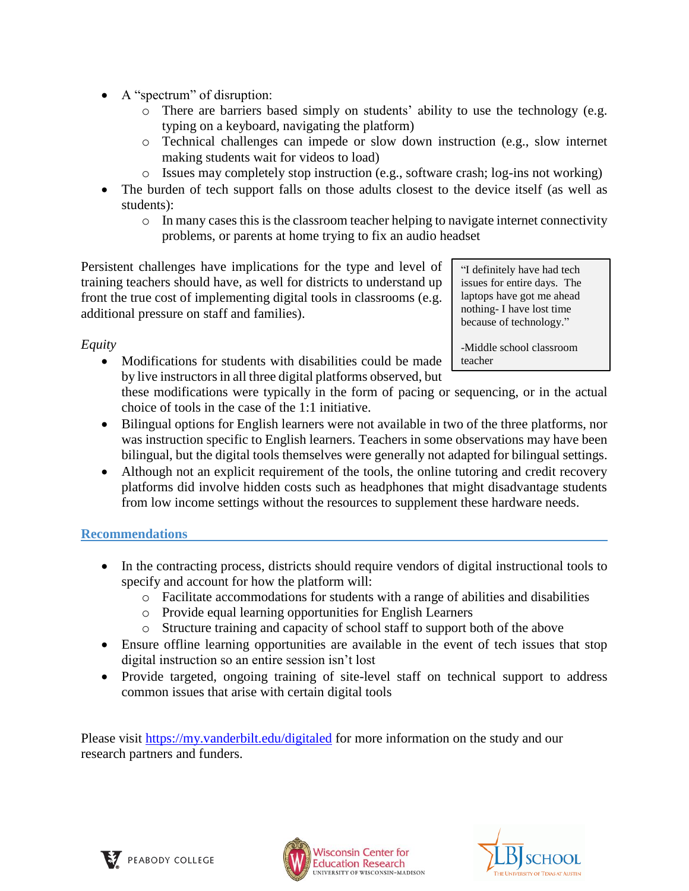- A "spectrum" of disruption:
    - There are barriers based simply on students' ability to use the technology (e.g. typing on a keyboard, navigating the platform)
    - Technical challenges can impede or slow down instruction (e.g., slow internet making students wait for videos to load)
    - Issues may completely stop instruction (e.g., software crash; log-ins not working)
- The burden of tech support falls on those adults closest to the device itself (as well as students):
    - In many cases this is the classroom teacher helping to navigate internet connectivity problems, or parents at home trying to fix an audio headset

Persistent challenges have implications for the type and level of training teachers should have, as well for districts to understand up front the true cost of implementing digital tools in classrooms (e.g. additional pressure on staff and families).

> "I definitely have had tech issues for entire days. The laptops have got me ahead nothing- I have lost time because of technology."
>
> -Middle school classroom teacher

*Equity*

- Modifications for students with disabilities could be made by live instructors in all three digital platforms observed, but these modifications were typically in the form of pacing or sequencing, or in the actual choice of tools in the case of the 1:1 initiative.
- Bilingual options for English learners were not available in two of the three platforms, nor was instruction specific to English learners. Teachers in some observations may have been bilingual, but the digital tools themselves were generally not adapted for bilingual settings.
- Although not an explicit requirement of the tools, the online tutoring and credit recovery platforms did involve hidden costs such as headphones that might disadvantage students from low income settings without the resources to supplement these hardware needs.

## Recommendations

- In the contracting process, districts should require vendors of digital instructional tools to specify and account for how the platform will:
    - Facilitate accommodations for students with a range of abilities and disabilities
    - Provide equal learning opportunities for English Learners
    - Structure training and capacity of school staff to support both of the above
- Ensure offline learning opportunities are available in the event of tech issues that stop digital instruction so an entire session isn't lost
- Provide targeted, ongoing training of site-level staff on technical support to address common issues that arise with certain digital tools

Please visit https://my.vanderbilt.edu/digitaled for more information on the study and our research partners and funders.

PEABODY COLLEGE

Wisconsin Center for Education Research
UNIVERSITY OF WISCONSIN-MADISON

LBJ SCHOOL
THE UNIVERSITY OF TEXAS AT AUSTIN